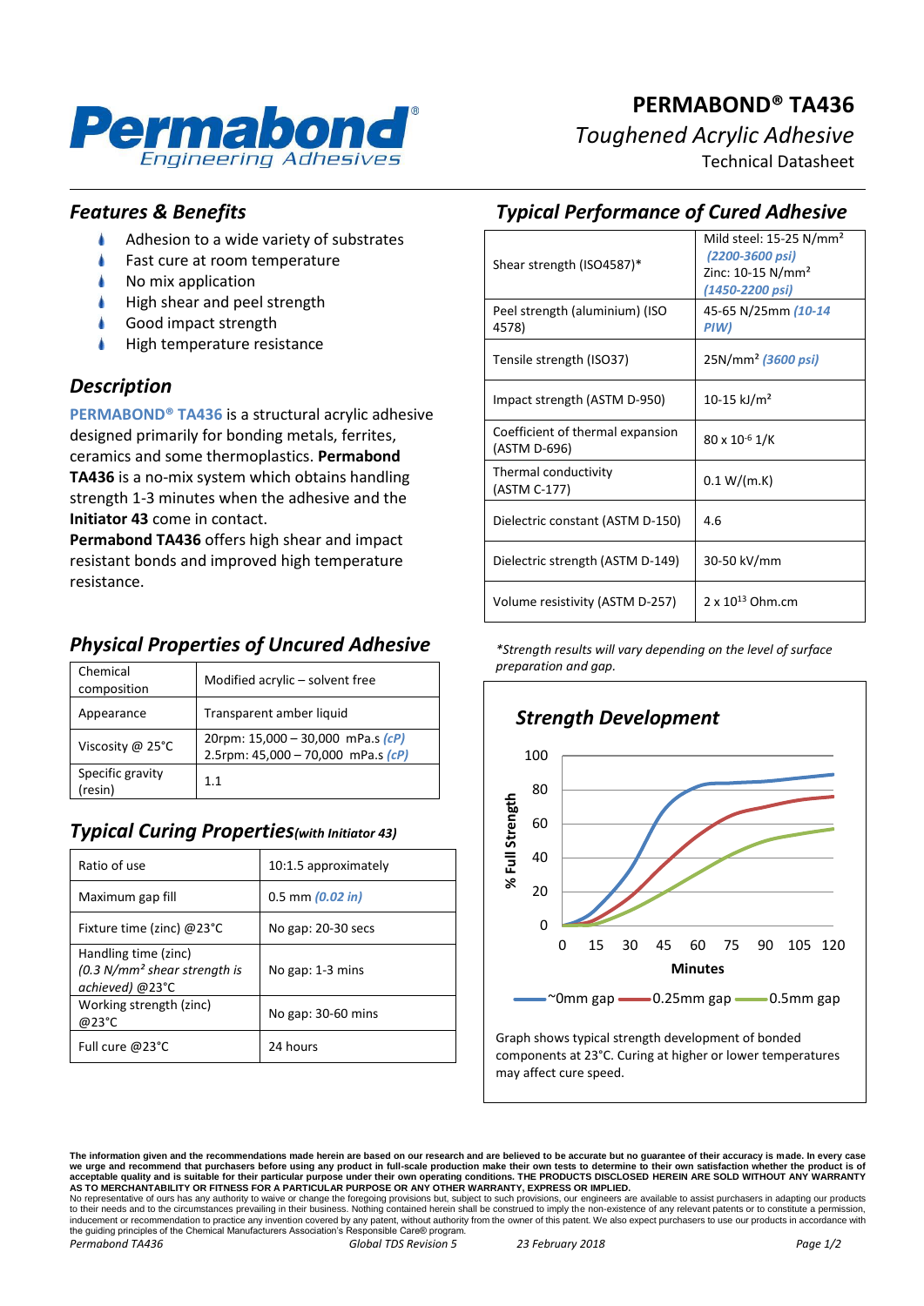# PERMABOND® TA436

*Toughened Acrylic Adhesive*

Technical Datasheet

## *Features & Benefits*

- Adhesion to a wide variety of substrates
- Fast cure at room temperature
- No mix application
- High shear and peel strength
- Good impact strength
- High temperature resistance

## *Description*

**PERMABOND® TA436** is a structural acrylic adhesive designed primarily for bonding metals, ferrites, ceramics and some thermoplastics. **Permabond TA436** is a no-mix system which obtains handling strength 1-3 minutes when the adhesive and the **Initiator 43** come in contact.

**Permabond TA436** offers high shear and impact resistant bonds and improved high temperature resistance.

## *Physical Properties of Uncured Adhesive*

| Property | Value |
|---|---|
| Chemical composition | Modified acrylic – solvent free |
| Appearance | Transparent amber liquid |
| Viscosity @ 25°C | 20rpm: 15,000 – 30,000 mPa.s *(cP)*<br>2.5rpm: 45,000 – 70,000 mPa.s *(cP)* |
| Specific gravity (resin) | 1.1 |

## *Typical Curing Properties* *(with Initiator 43)*

| Property | Value |
|---|---|
| Ratio of use | 10:1.5 approximately |
| Maximum gap fill | 0.5 mm *(0.02 in)* |
| Fixture time (zinc) @23°C | No gap: 20-30 secs |
| Handling time (zinc) *(0.3 N/mm² shear strength is achieved)* @23°C | No gap: 1-3 mins |
| Working strength (zinc) @23°C | No gap: 30-60 mins |
| Full cure @23°C | 24 hours |

## *Typical Performance of Cured Adhesive*

| Property | Value |
|---|---|
| Shear strength (ISO4587)* | Mild steel: 15-25 N/mm² *(2200-3600 psi)*<br>Zinc: 10-15 N/mm² *(1450-2200 psi)* |
| Peel strength (aluminium) (ISO 4578) | 45-65 N/25mm *(10-14 PIW)* |
| Tensile strength (ISO37) | 25N/mm² *(3600 psi)* |
| Impact strength (ASTM D-950) | 10-15 kJ/m² |
| Coefficient of thermal expansion (ASTM D-696) | $80 \times 10^{-6}$ 1/K |
| Thermal conductivity (ASTM C-177) | 0.1 W/(m.K) |
| Dielectric constant (ASTM D-150) | 4.6 |
| Dielectric strength (ASTM D-149) | 30-50 kV/mm |
| Volume resistivity (ASTM D-257) | $2 \times 10^{13}$ Ohm.cm |

*\*Strength results will vary depending on the level of surface preparation and gap.*

## *Strength Development*

Graph shows typical strength development of bonded components at 23°C. Curing at higher or lower temperatures may affect cure speed.

The information given and the recommendations made herein are based on our research and are believed to be accurate but no guarantee of their accuracy is made. In every case we urge and recommend that purchasers before using any product in full-scale production make their own tests to determine to their own satisfaction whether the product is of acceptable quality and is suitable for their particular purpose under their own operating conditions. THE PRODUCTS DISCLOSED HEREIN ARE SOLD WITHOUT ANY WARRANTY AS TO MERCHANTABILITY OR FITNESS FOR A PARTICULAR PURPOSE OR ANY OTHER WARRANTY, EXPRESS OR IMPLIED.

No representative of ours has any authority to waive or change the foregoing provisions but, subject to such provisions, our engineers are available to assist purchasers in adapting our products to their needs and to the circumstances prevailing in their business. Nothing contained herein shall be construed to imply the non-existence of any relevant patents or to constitute a permission, inducement or recommendation to practice any invention covered by any patent, without authority from the owner of this patent. We also expect purchasers to use our products in accordance with the guiding principles of the Chemical Manufacturers Association's Responsible Care® program.

*Permabond TA436* | *Global TDS Revision 5* | *23 February 2018*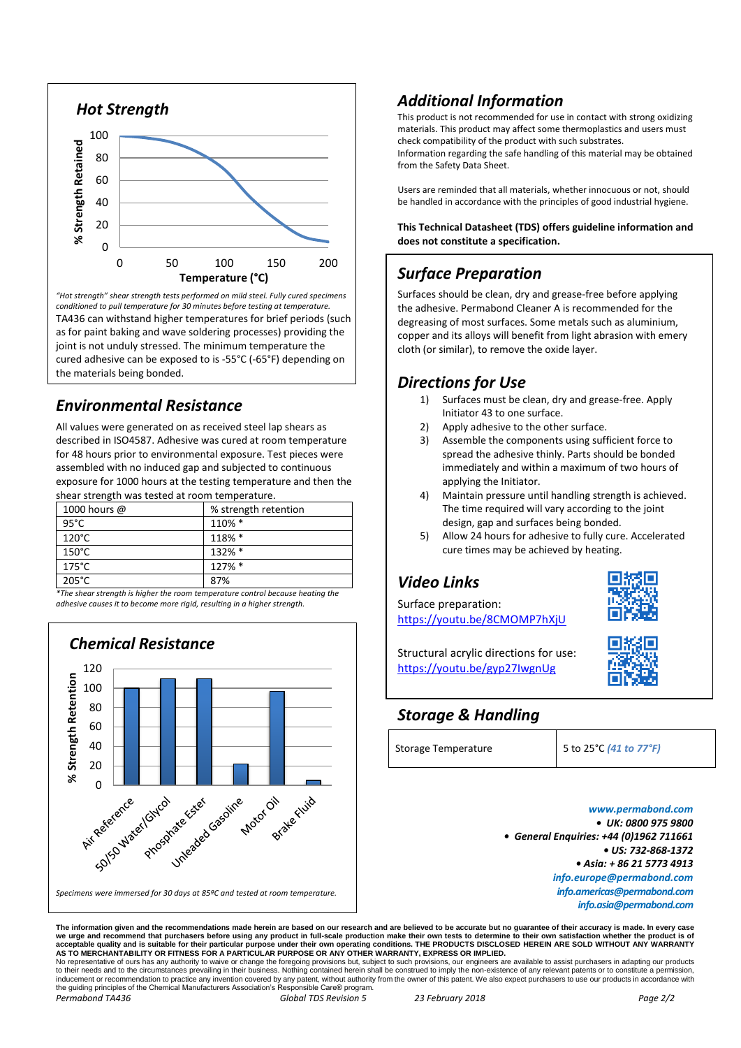## Hot Strength

% Strength Retained

100
80
60
40
20
0

0 50 100 150 200

Temperature (°C)

*"Hot strength" shear strength tests performed on mild steel. Fully cured specimens conditioned to pull temperature for 30 minutes before testing at temperature.*

TA436 can withstand higher temperatures for brief periods (such as for paint baking and wave soldering processes) providing the joint is not unduly stressed. The minimum temperature the cured adhesive can be exposed to is -55°C (-65°F) depending on the materials being bonded.

## Environmental Resistance

All values were generated on as received steel lap shears as described in ISO4587. Adhesive was cured at room temperature for 48 hours prior to environmental exposure. Test pieces were assembled with no induced gap and subjected to continuous exposure for 1000 hours at the testing temperature and then the shear strength was tested at room temperature.

| 1000 hours @ | % strength retention |
|---|---|
| 95°C | 110% * |
| 120°C | 118% * |
| 150°C | 132% * |
| 175°C | 127% * |
| 205°C | 87% |

*\*The shear strength is higher the room temperature control because heating the adhesive causes it to become more rigid, resulting in a higher strength.*

## Chemical Resistance

% Strength Retention

120
100
80
60
40
20
0

Air Reference
50/50 Water/Glycol
Phosphate Ester
Unleaded Gasoline
Motor Oil
Brake Fluid

*Specimens were immersed for 30 days at 85ºC and tested at room temperature.*

## Additional Information

This product is not recommended for use in contact with strong oxidizing materials. This product may affect some thermoplastics and users must check compatibility of the product with such substrates.
Information regarding the safe handling of this material may be obtained from the Safety Data Sheet.

Users are reminded that all materials, whether innocuous or not, should be handled in accordance with the principles of good industrial hygiene.

**This Technical Datasheet (TDS) offers guideline information and does not constitute a specification.**

## Surface Preparation

Surfaces should be clean, dry and grease-free before applying the adhesive. Permabond Cleaner A is recommended for the degreasing of most surfaces. Some metals such as aluminium, copper and its alloys will benefit from light abrasion with emery cloth (or similar), to remove the oxide layer.

## Directions for Use

1) Surfaces must be clean, dry and grease-free. Apply Initiator 43 to one surface.
2) Apply adhesive to the other surface.
3) Assemble the components using sufficient force to spread the adhesive thinly. Parts should be bonded immediately and within a maximum of two hours of applying the Initiator.
4) Maintain pressure until handling strength is achieved. The time required will vary according to the joint design, gap and surfaces being bonded.
5) Allow 24 hours for adhesive to fully cure. Accelerated cure times may be achieved by heating.

## Video Links

Surface preparation:
https://youtu.be/8CMOMP7hXjU

Structural acrylic directions for use:
https://youtu.be/gyp27IwgnUg

## Storage & Handling

| Storage Temperature | 5 to 25°C *(41 to 77°F)* |
|---|---|

***www.permabond.com***
***• UK: 0800 975 9800***
***• General Enquiries: +44 (0)1962 711661***
***• US: 732-868-1372***
***• Asia: + 86 21 5773 4913***
***info.europe@permabond.com***
***info.americas@permabond.com***
***info.asia@permabond.com***

**The information given and the recommendations made herein are based on our research and are believed to be accurate but no guarantee of their accuracy is made. In every case we urge and recommend that purchasers before using any product in full-scale production make their own tests to determine to their own satisfaction whether the product is of acceptable quality and is suitable for their particular purpose under their own operating conditions. THE PRODUCTS DISCLOSED HEREIN ARE SOLD WITHOUT ANY WARRANTY AS TO MERCHANTABILITY OR FITNESS FOR A PARTICULAR PURPOSE OR ANY OTHER WARRANTY, EXPRESS OR IMPLIED.**
No representative of ours has any authority to waive or change the foregoing provisions but, subject to such provisions, our engineers are available to assist purchasers in adapting our products to their needs and to the circumstances prevailing in their business. Nothing contained herein shall be construed to imply the non-existence of any relevant patents or to constitute a permission, inducement or recommendation to practice any invention covered by any patent, without authority from the owner of this patent. We also expect purchasers to use our products in accordance with the guiding principles of the Chemical Manufacturers Association's Responsible Care® program.

*Permabond TA436* *Global TDS Revision 5* *23 February 2018*